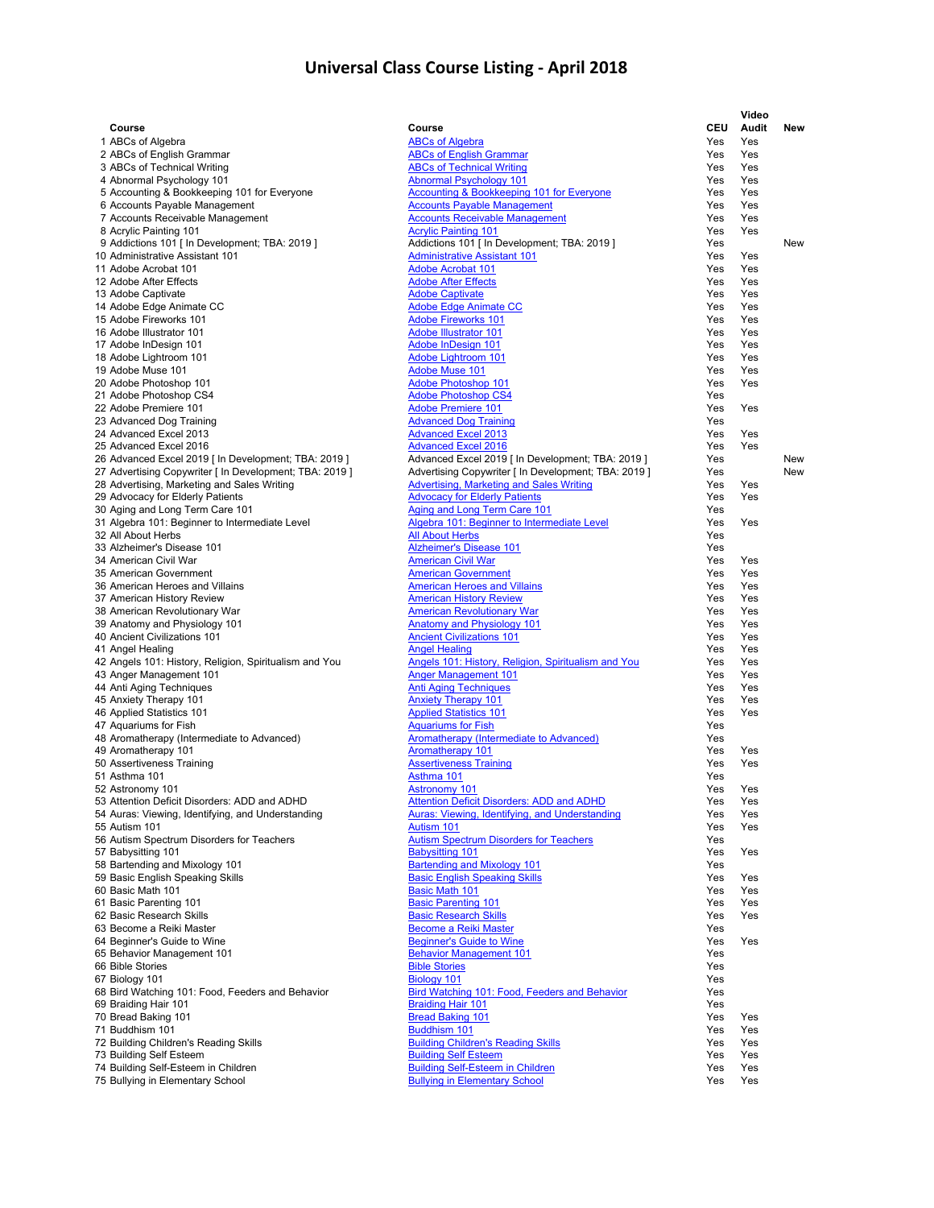# Universal Class Course Listing - April 2018

| | Course | Course | CEU | Video Audit | New |
|---|---|---|---|---|---|
| 1 | ABCs of Algebra | ABCs of Algebra | Yes | Yes | |
| 2 | ABCs of English Grammar | ABCs of English Grammar | Yes | Yes | |
| 3 | ABCs of Technical Writing | ABCs of Technical Writing | Yes | Yes | |
| 4 | Abnormal Psychology 101 | Abnormal Psychology 101 | Yes | Yes | |
| 5 | Accounting & Bookkeeping 101 for Everyone | Accounting & Bookkeeping 101 for Everyone | Yes | Yes | |
| 6 | Accounts Payable Management | Accounts Payable Management | Yes | Yes | |
| 7 | Accounts Receivable Management | Accounts Receivable Management | Yes | Yes | |
| 8 | Acrylic Painting 101 | Acrylic Painting 101 | Yes | Yes | |
| 9 | Addictions 101 [ In Development; TBA: 2019 ] | Addictions 101 [ In Development; TBA: 2019 ] | Yes | | New |
| 10 | Administrative Assistant 101 | Administrative Assistant 101 | Yes | Yes | |
| 11 | Adobe Acrobat 101 | Adobe Acrobat 101 | Yes | Yes | |
| 12 | Adobe After Effects | Adobe After Effects | Yes | Yes | |
| 13 | Adobe Captivate | Adobe Captivate | Yes | Yes | |
| 14 | Adobe Edge Animate CC | Adobe Edge Animate CC | Yes | Yes | |
| 15 | Adobe Fireworks 101 | Adobe Fireworks 101 | Yes | Yes | |
| 16 | Adobe Illustrator 101 | Adobe Illustrator 101 | Yes | Yes | |
| 17 | Adobe InDesign 101 | Adobe InDesign 101 | Yes | Yes | |
| 18 | Adobe Lightroom 101 | Adobe Lightroom 101 | Yes | Yes | |
| 19 | Adobe Muse 101 | Adobe Muse 101 | Yes | Yes | |
| 20 | Adobe Photoshop 101 | Adobe Photoshop 101 | Yes | Yes | |
| 21 | Adobe Photoshop CS4 | Adobe Photoshop CS4 | Yes | | |
| 22 | Adobe Premiere 101 | Adobe Premiere 101 | Yes | Yes | |
| 23 | Advanced Dog Training | Advanced Dog Training | Yes | | |
| 24 | Advanced Excel 2013 | Advanced Excel 2013 | Yes | Yes | |
| 25 | Advanced Excel 2016 | Advanced Excel 2016 | Yes | Yes | |
| 26 | Advanced Excel 2019 [ In Development; TBA: 2019 ] | Advanced Excel 2019 [ In Development; TBA: 2019 ] | Yes | | New |
| 27 | Advertising Copywriter [ In Development; TBA: 2019 ] | Advertising Copywriter [ In Development; TBA: 2019 ] | Yes | | New |
| 28 | Advertising, Marketing and Sales Writing | Advertising, Marketing and Sales Writing | Yes | Yes | |
| 29 | Advocacy for Elderly Patients | Advocacy for Elderly Patients | Yes | Yes | |
| 30 | Aging and Long Term Care 101 | Aging and Long Term Care 101 | Yes | | |
| 31 | Algebra 101: Beginner to Intermediate Level | Algebra 101: Beginner to Intermediate Level | Yes | Yes | |
| 32 | All About Herbs | All About Herbs | Yes | | |
| 33 | Alzheimer's Disease 101 | Alzheimer's Disease 101 | Yes | | |
| 34 | American Civil War | American Civil War | Yes | Yes | |
| 35 | American Government | American Government | Yes | Yes | |
| 36 | American Heroes and Villains | American Heroes and Villains | Yes | Yes | |
| 37 | American History Review | American History Review | Yes | Yes | |
| 38 | American Revolutionary War | American Revolutionary War | Yes | Yes | |
| 39 | Anatomy and Physiology 101 | Anatomy and Physiology 101 | Yes | Yes | |
| 40 | Ancient Civilizations 101 | Ancient Civilizations 101 | Yes | Yes | |
| 41 | Angel Healing | Angel Healing | Yes | Yes | |
| 42 | Angels 101: History, Religion, Spiritualism and You | Angels 101: History, Religion, Spiritualism and You | Yes | Yes | |
| 43 | Anger Management 101 | Anger Management 101 | Yes | Yes | |
| 44 | Anti Aging Techniques | Anti Aging Techniques | Yes | Yes | |
| 45 | Anxiety Therapy 101 | Anxiety Therapy 101 | Yes | Yes | |
| 46 | Applied Statistics 101 | Applied Statistics 101 | Yes | Yes | |
| 47 | Aquariums for Fish | Aquariums for Fish | Yes | | |
| 48 | Aromatherapy (Intermediate to Advanced) | Aromatherapy (Intermediate to Advanced) | Yes | | |
| 49 | Aromatherapy 101 | Aromatherapy 101 | Yes | Yes | |
| 50 | Assertiveness Training | Assertiveness Training | Yes | Yes | |
| 51 | Asthma 101 | Asthma 101 | Yes | | |
| 52 | Astronomy 101 | Astronomy 101 | Yes | Yes | |
| 53 | Attention Deficit Disorders: ADD and ADHD | Attention Deficit Disorders: ADD and ADHD | Yes | Yes | |
| 54 | Auras: Viewing, Identifying, and Understanding | Auras: Viewing, Identifying, and Understanding | Yes | Yes | |
| 55 | Autism 101 | Autism 101 | Yes | Yes | |
| 56 | Autism Spectrum Disorders for Teachers | Autism Spectrum Disorders for Teachers | Yes | | |
| 57 | Babysitting 101 | Babysitting 101 | Yes | Yes | |
| 58 | Bartending and Mixology 101 | Bartending and Mixology 101 | Yes | | |
| 59 | Basic English Speaking Skills | Basic English Speaking Skills | Yes | Yes | |
| 60 | Basic Math 101 | Basic Math 101 | Yes | Yes | |
| 61 | Basic Parenting 101 | Basic Parenting 101 | Yes | Yes | |
| 62 | Basic Research Skills | Basic Research Skills | Yes | Yes | |
| 63 | Become a Reiki Master | Become a Reiki Master | Yes | | |
| 64 | Beginner's Guide to Wine | Beginner's Guide to Wine | Yes | Yes | |
| 65 | Behavior Management 101 | Behavior Management 101 | Yes | | |
| 66 | Bible Stories | Bible Stories | Yes | | |
| 67 | Biology 101 | Biology 101 | Yes | | |
| 68 | Bird Watching 101: Food, Feeders and Behavior | Bird Watching 101: Food, Feeders and Behavior | Yes | | |
| 69 | Braiding Hair 101 | Braiding Hair 101 | Yes | | |
| 70 | Bread Baking 101 | Bread Baking 101 | Yes | Yes | |
| 71 | Buddhism 101 | Buddhism 101 | Yes | Yes | |
| 72 | Building Children's Reading Skills | Building Children's Reading Skills | Yes | Yes | |
| 73 | Building Self Esteem | Building Self Esteem | Yes | Yes | |
| 74 | Building Self-Esteem in Children | Building Self-Esteem in Children | Yes | Yes | |
| 75 | Bullying in Elementary School | Bullying in Elementary School | Yes | Yes | |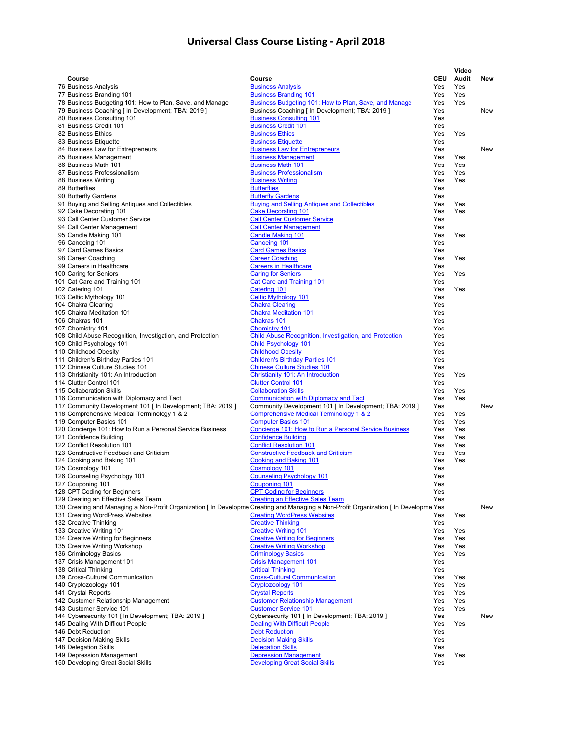# Universal Class Course Listing - April 2018

| Course | Course | CEU | Video Audit | New |
|---|---|---|---|---|
| 76 Business Analysis | Business Analysis | Yes | Yes | |
| 77 Business Branding 101 | Business Branding 101 | Yes | Yes | |
| 78 Business Budgeting 101: How to Plan, Save, and Manage | Business Budgeting 101: How to Plan, Save, and Manage | Yes | Yes | |
| 79 Business Coaching [ In Development; TBA: 2019 ] | Business Coaching [ In Development; TBA: 2019 ] | Yes | | New |
| 80 Business Consulting 101 | Business Consulting 101 | Yes | | |
| 81 Business Credit 101 | Business Credit 101 | Yes | | |
| 82 Business Ethics | Business Ethics | Yes | Yes | |
| 83 Business Etiquette | Business Etiquette | Yes | | |
| 84 Business Law for Entrepreneurs | Business Law for Entrepreneurs | Yes | | New |
| 85 Business Management | Business Management | Yes | Yes | |
| 86 Business Math 101 | Business Math 101 | Yes | Yes | |
| 87 Business Professionalism | Business Professionalism | Yes | Yes | |
| 88 Business Writing | Business Writing | Yes | Yes | |
| 89 Butterflies | Butterflies | Yes | | |
| 90 Butterfly Gardens | Butterfly Gardens | Yes | | |
| 91 Buying and Selling Antiques and Collectibles | Buying and Selling Antiques and Collectibles | Yes | Yes | |
| 92 Cake Decorating 101 | Cake Decorating 101 | Yes | Yes | |
| 93 Call Center Customer Service | Call Center Customer Service | Yes | | |
| 94 Call Center Management | Call Center Management | Yes | | |
| 95 Candle Making 101 | Candle Making 101 | Yes | Yes | |
| 96 Canoeing 101 | Canoeing 101 | Yes | | |
| 97 Card Games Basics | Card Games Basics | Yes | | |
| 98 Career Coaching | Career Coaching | Yes | Yes | |
| 99 Careers in Healthcare | Careers in Healthcare | Yes | | |
| 100 Caring for Seniors | Caring for Seniors | Yes | Yes | |
| 101 Cat Care and Training 101 | Cat Care and Training 101 | Yes | | |
| 102 Catering 101 | Catering 101 | Yes | Yes | |
| 103 Celtic Mythology 101 | Celtic Mythology 101 | Yes | | |
| 104 Chakra Clearing | Chakra Clearing | Yes | | |
| 105 Chakra Meditation 101 | Chakra Meditation 101 | Yes | | |
| 106 Chakras 101 | Chakras 101 | Yes | | |
| 107 Chemistry 101 | Chemistry 101 | Yes | | |
| 108 Child Abuse Recognition, Investigation, and Protection | Child Abuse Recognition, Investigation, and Protection | Yes | | |
| 109 Child Psychology 101 | Child Psychology 101 | Yes | | |
| 110 Childhood Obesity | Childhood Obesity | Yes | | |
| 111 Children's Birthday Parties 101 | Children's Birthday Parties 101 | Yes | | |
| 112 Chinese Culture Studies 101 | Chinese Culture Studies 101 | Yes | | |
| 113 Christianity 101: An Introduction | Christianity 101: An Introduction | Yes | Yes | |
| 114 Clutter Control 101 | Clutter Control 101 | Yes | | |
| 115 Collaboration Skills | Collaboration Skills | Yes | Yes | |
| 116 Communication with Diplomacy and Tact | Communication with Diplomacy and Tact | Yes | Yes | |
| 117 Community Development 101 [ In Development; TBA: 2019 ] | Community Development 101 [ In Development; TBA: 2019 ] | Yes | | New |
| 118 Comprehensive Medical Terminology 1 & 2 | Comprehensive Medical Terminology 1 & 2 | Yes | Yes | |
| 119 Computer Basics 101 | Computer Basics 101 | Yes | Yes | |
| 120 Concierge 101: How to Run a Personal Service Business | Concierge 101: How to Run a Personal Service Business | Yes | Yes | |
| 121 Confidence Building | Confidence Building | Yes | Yes | |
| 122 Conflict Resolution 101 | Conflict Resolution 101 | Yes | Yes | |
| 123 Constructive Feedback and Criticism | Constructive Feedback and Criticism | Yes | Yes | |
| 124 Cooking and Baking 101 | Cooking and Baking 101 | Yes | Yes | |
| 125 Cosmology 101 | Cosmology 101 | Yes | | |
| 126 Counseling Psychology 101 | Counseling Psychology 101 | Yes | | |
| 127 Couponing 101 | Couponing 101 | Yes | | |
| 128 CPT Coding for Beginners | CPT Coding for Beginners | Yes | | |
| 129 Creating an Effective Sales Team | Creating an Effective Sales Team | Yes | | |
| 130 Creating and Managing a Non-Profit Organization [ In Developme | Creating and Managing a Non-Profit Organization [ In Developme | Yes | | New |
| 131 Creating WordPress Websites | Creating WordPress Websites | Yes | Yes | |
| 132 Creative Thinking | Creative Thinking | Yes | | |
| 133 Creative Writing 101 | Creative Writing 101 | Yes | Yes | |
| 134 Creative Writing for Beginners | Creative Writing for Beginners | Yes | Yes | |
| 135 Creative Writing Workshop | Creative Writing Workshop | Yes | Yes | |
| 136 Criminology Basics | Criminology Basics | Yes | Yes | |
| 137 Crisis Management 101 | Crisis Management 101 | Yes | | |
| 138 Critical Thinking | Critical Thinking | Yes | | |
| 139 Cross-Cultural Communication | Cross-Cultural Communication | Yes | Yes | |
| 140 Cryptozoology 101 | Cryptozoology 101 | Yes | Yes | |
| 141 Crystal Reports | Crystal Reports | Yes | Yes | |
| 142 Customer Relationship Management | Customer Relationship Management | Yes | Yes | |
| 143 Customer Service 101 | Customer Service 101 | Yes | Yes | |
| 144 Cybersecurity 101 [ In Development; TBA: 2019 ] | Cybersecurity 101 [ In Development; TBA: 2019 ] | Yes | | New |
| 145 Dealing With Difficult People | Dealing With Difficult People | Yes | Yes | |
| 146 Debt Reduction | Debt Reduction | Yes | | |
| 147 Decision Making Skills | Decision Making Skills | Yes | | |
| 148 Delegation Skills | Delegation Skills | Yes | | |
| 149 Depression Management | Depression Management | Yes | Yes | |
| 150 Developing Great Social Skills | Developing Great Social Skills | Yes | | |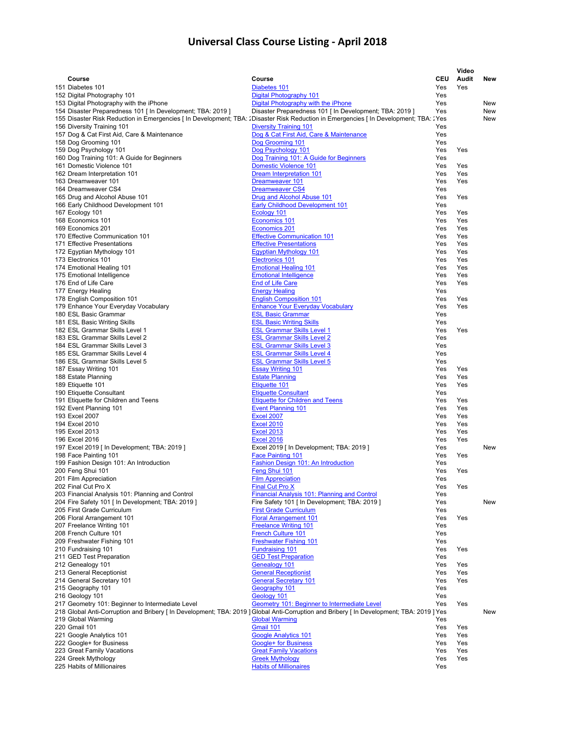# Universal Class Course Listing - April 2018

| Course | Course | CEU | Video Audit | New |
|---|---|---|---|---|
| 151 Diabetes 101 | Diabetes 101 | Yes | Yes | |
| 152 Digital Photography 101 | Digital Photography 101 | Yes | | |
| 153 Digital Photography with the iPhone | Digital Photography with the iPhone | Yes | | New |
| 154 Disaster Preparedness 101 [ In Development; TBA: 2019 ] | Disaster Preparedness 101 [ In Development; TBA: 2019 ] | Yes | | New |
| 155 Disaster Risk Reduction in Emergencies [ In Development; TBA: 2 | Disaster Risk Reduction in Emergencies [ In Development; TBA: 2 | Yes | | New |
| 156 Diversity Training 101 | Diversity Training 101 | Yes | | |
| 157 Dog & Cat First Aid, Care & Maintenance | Dog & Cat First Aid, Care & Maintenance | Yes | | |
| 158 Dog Grooming 101 | Dog Grooming 101 | Yes | | |
| 159 Dog Psychology 101 | Dog Psychology 101 | Yes | Yes | |
| 160 Dog Training 101: A Guide for Beginners | Dog Training 101: A Guide for Beginners | Yes | | |
| 161 Domestic Violence 101 | Domestic Violence 101 | Yes | Yes | |
| 162 Dream Interpretation 101 | Dream Interpretation 101 | Yes | Yes | |
| 163 Dreamweaver 101 | Dreamweaver 101 | Yes | Yes | |
| 164 Dreamweaver CS4 | Dreamweaver CS4 | Yes | | |
| 165 Drug and Alcohol Abuse 101 | Drug and Alcohol Abuse 101 | Yes | Yes | |
| 166 Early Childhood Development 101 | Early Childhood Development 101 | Yes | | |
| 167 Ecology 101 | Ecology 101 | Yes | Yes | |
| 168 Economics 101 | Economics 101 | Yes | Yes | |
| 169 Economics 201 | Economics 201 | Yes | Yes | |
| 170 Effective Communication 101 | Effective Communication 101 | Yes | Yes | |
| 171 Effective Presentations | Effective Presentations | Yes | Yes | |
| 172 Egyptian Mythology 101 | Egyptian Mythology 101 | Yes | Yes | |
| 173 Electronics 101 | Electronics 101 | Yes | Yes | |
| 174 Emotional Healing 101 | Emotional Healing 101 | Yes | Yes | |
| 175 Emotional Intelligence | Emotional Intelligence | Yes | Yes | |
| 176 End of Life Care | End of Life Care | Yes | Yes | |
| 177 Energy Healing | Energy Healing | Yes | | |
| 178 English Composition 101 | English Composition 101 | Yes | Yes | |
| 179 Enhance Your Everyday Vocabulary | Enhance Your Everyday Vocabulary | Yes | Yes | |
| 180 ESL Basic Grammar | ESL Basic Grammar | Yes | | |
| 181 ESL Basic Writing Skills | ESL Basic Writing Skills | Yes | | |
| 182 ESL Grammar Skills Level 1 | ESL Grammar Skills Level 1 | Yes | Yes | |
| 183 ESL Grammar Skills Level 2 | ESL Grammar Skills Level 2 | Yes | | |
| 184 ESL Grammar Skills Level 3 | ESL Grammar Skills Level 3 | Yes | | |
| 185 ESL Grammar Skills Level 4 | ESL Grammar Skills Level 4 | Yes | | |
| 186 ESL Grammar Skills Level 5 | ESL Grammar Skills Level 5 | Yes | | |
| 187 Essay Writing 101 | Essay Writing 101 | Yes | Yes | |
| 188 Estate Planning | Estate Planning | Yes | Yes | |
| 189 Etiquette 101 | Etiquette 101 | Yes | Yes | |
| 190 Etiquette Consultant | Etiquette Consultant | Yes | | |
| 191 Etiquette for Children and Teens | Etiquette for Children and Teens | Yes | Yes | |
| 192 Event Planning 101 | Event Planning 101 | Yes | Yes | |
| 193 Excel 2007 | Excel 2007 | Yes | Yes | |
| 194 Excel 2010 | Excel 2010 | Yes | Yes | |
| 195 Excel 2013 | Excel 2013 | Yes | Yes | |
| 196 Excel 2016 | Excel 2016 | Yes | Yes | |
| 197 Excel 2019 [ In Development; TBA: 2019 ] | Excel 2019 [ In Development; TBA: 2019 ] | Yes | | New |
| 198 Face Painting 101 | Face Painting 101 | Yes | Yes | |
| 199 Fashion Design 101: An Introduction | Fashion Design 101: An Introduction | Yes | | |
| 200 Feng Shui 101 | Feng Shui 101 | Yes | Yes | |
| 201 Film Appreciation | Film Appreciation | Yes | | |
| 202 Final Cut Pro X | Final Cut Pro X | Yes | Yes | |
| 203 Financial Analysis 101: Planning and Control | Financial Analysis 101: Planning and Control | Yes | | |
| 204 Fire Safety 101 [ In Development; TBA: 2019 ] | Fire Safety 101 [ In Development; TBA: 2019 ] | Yes | | New |
| 205 First Grade Curriculum | First Grade Curriculum | Yes | | |
| 206 Floral Arrangement 101 | Floral Arrangement 101 | Yes | Yes | |
| 207 Freelance Writing 101 | Freelance Writing 101 | Yes | | |
| 208 French Culture 101 | French Culture 101 | Yes | | |
| 209 Freshwater Fishing 101 | Freshwater Fishing 101 | Yes | | |
| 210 Fundraising 101 | Fundraising 101 | Yes | Yes | |
| 211 GED Test Preparation | GED Test Preparation | Yes | | |
| 212 Genealogy 101 | Genealogy 101 | Yes | Yes | |
| 213 General Receptionist | General Receptionist | Yes | Yes | |
| 214 General Secretary 101 | General Secretary 101 | Yes | Yes | |
| 215 Geography 101 | Geography 101 | Yes | | |
| 216 Geology 101 | Geology 101 | Yes | | |
| 217 Geometry 101: Beginner to Intermediate Level | Geometry 101: Beginner to Intermediate Level | Yes | Yes | |
| 218 Global Anti-Corruption and Bribery [ In Development; TBA: 2019 ] | Global Anti-Corruption and Bribery [ In Development; TBA: 2019 ] | Yes | | New |
| 219 Global Warming | Global Warming | Yes | | |
| 220 Gmail 101 | Gmail 101 | Yes | Yes | |
| 221 Google Analytics 101 | Google Analytics 101 | Yes | Yes | |
| 222 Google+ for Business | Google+ for Business | Yes | Yes | |
| 223 Great Family Vacations | Great Family Vacations | Yes | Yes | |
| 224 Greek Mythology | Greek Mythology | Yes | Yes | |
| 225 Habits of Millionaires | Habits of Millionaires | Yes | | |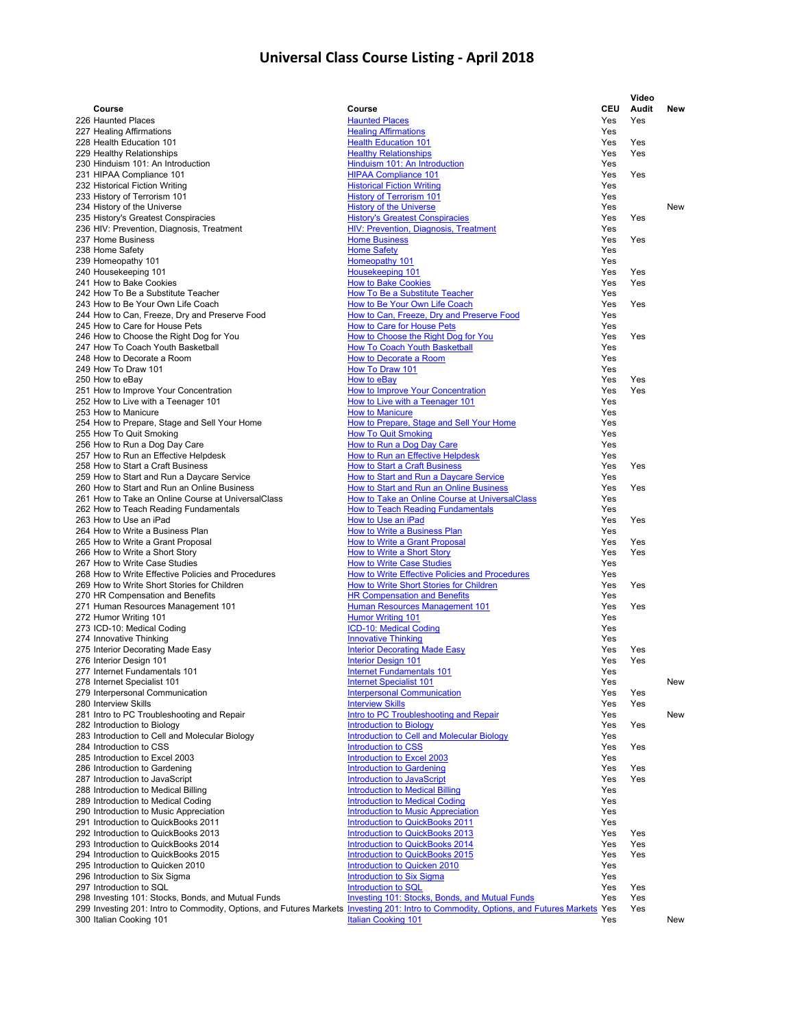# Universal Class Course Listing - April 2018

| Course | Course | CEU | Video Audit | New |
|---|---|---|---|---|
| 226 Haunted Places | Haunted Places | Yes | Yes | |
| 227 Healing Affirmations | Healing Affirmations | Yes | | |
| 228 Health Education 101 | Health Education 101 | Yes | Yes | |
| 229 Healthy Relationships | Healthy Relationships | Yes | Yes | |
| 230 Hinduism 101: An Introduction | Hinduism 101: An Introduction | Yes | | |
| 231 HIPAA Compliance 101 | HIPAA Compliance 101 | Yes | Yes | |
| 232 Historical Fiction Writing | Historical Fiction Writing | Yes | | |
| 233 History of Terrorism 101 | History of Terrorism 101 | Yes | | |
| 234 History of the Universe | History of the Universe | Yes | | New |
| 235 History's Greatest Conspiracies | History's Greatest Conspiracies | Yes | Yes | |
| 236 HIV: Prevention, Diagnosis, Treatment | HIV: Prevention, Diagnosis, Treatment | Yes | | |
| 237 Home Business | Home Business | Yes | Yes | |
| 238 Home Safety | Home Safety | Yes | | |
| 239 Homeopathy 101 | Homeopathy 101 | Yes | | |
| 240 Housekeeping 101 | Housekeeping 101 | Yes | Yes | |
| 241 How to Bake Cookies | How to Bake Cookies | Yes | Yes | |
| 242 How To Be a Substitute Teacher | How To Be a Substitute Teacher | Yes | | |
| 243 How to Be Your Own Life Coach | How to Be Your Own Life Coach | Yes | Yes | |
| 244 How to Can, Freeze, Dry and Preserve Food | How to Can, Freeze, Dry and Preserve Food | Yes | | |
| 245 How to Care for House Pets | How to Care for House Pets | Yes | | |
| 246 How to Choose the Right Dog for You | How to Choose the Right Dog for You | Yes | Yes | |
| 247 How To Coach Youth Basketball | How To Coach Youth Basketball | Yes | | |
| 248 How to Decorate a Room | How to Decorate a Room | Yes | | |
| 249 How To Draw 101 | How To Draw 101 | Yes | | |
| 250 How to eBay | How to eBay | Yes | Yes | |
| 251 How to Improve Your Concentration | How to Improve Your Concentration | Yes | Yes | |
| 252 How to Live with a Teenager 101 | How to Live with a Teenager 101 | Yes | | |
| 253 How to Manicure | How to Manicure | Yes | | |
| 254 How to Prepare, Stage and Sell Your Home | How to Prepare, Stage and Sell Your Home | Yes | | |
| 255 How To Quit Smoking | How To Quit Smoking | Yes | | |
| 256 How to Run a Dog Day Care | How to Run a Dog Day Care | Yes | | |
| 257 How to Run an Effective Helpdesk | How to Run an Effective Helpdesk | Yes | | |
| 258 How to Start a Craft Business | How to Start a Craft Business | Yes | Yes | |
| 259 How to Start and Run a Daycare Service | How to Start and Run a Daycare Service | Yes | | |
| 260 How to Start and Run an Online Business | How to Start and Run an Online Business | Yes | Yes | |
| 261 How to Take an Online Course at UniversalClass | How to Take an Online Course at UniversalClass | Yes | | |
| 262 How to Teach Reading Fundamentals | How to Teach Reading Fundamentals | Yes | | |
| 263 How to Use an iPad | How to Use an iPad | Yes | Yes | |
| 264 How to Write a Business Plan | How to Write a Business Plan | Yes | | |
| 265 How to Write a Grant Proposal | How to Write a Grant Proposal | Yes | Yes | |
| 266 How to Write a Short Story | How to Write a Short Story | Yes | Yes | |
| 267 How to Write Case Studies | How to Write Case Studies | Yes | | |
| 268 How to Write Effective Policies and Procedures | How to Write Effective Policies and Procedures | Yes | | |
| 269 How to Write Short Stories for Children | How to Write Short Stories for Children | Yes | Yes | |
| 270 HR Compensation and Benefits | HR Compensation and Benefits | Yes | | |
| 271 Human Resources Management 101 | Human Resources Management 101 | Yes | Yes | |
| 272 Humor Writing 101 | Humor Writing 101 | Yes | | |
| 273 ICD-10: Medical Coding | ICD-10: Medical Coding | Yes | | |
| 274 Innovative Thinking | Innovative Thinking | Yes | | |
| 275 Interior Decorating Made Easy | Interior Decorating Made Easy | Yes | Yes | |
| 276 Interior Design 101 | Interior Design 101 | Yes | Yes | |
| 277 Internet Fundamentals 101 | Internet Fundamentals 101 | Yes | | |
| 278 Internet Specialist 101 | Internet Specialist 101 | Yes | | New |
| 279 Interpersonal Communication | Interpersonal Communication | Yes | Yes | |
| 280 Interview Skills | Interview Skills | Yes | Yes | |
| 281 Intro to PC Troubleshooting and Repair | Intro to PC Troubleshooting and Repair | Yes | | New |
| 282 Introduction to Biology | Introduction to Biology | Yes | Yes | |
| 283 Introduction to Cell and Molecular Biology | Introduction to Cell and Molecular Biology | Yes | | |
| 284 Introduction to CSS | Introduction to CSS | Yes | Yes | |
| 285 Introduction to Excel 2003 | Introduction to Excel 2003 | Yes | | |
| 286 Introduction to Gardening | Introduction to Gardening | Yes | Yes | |
| 287 Introduction to JavaScript | Introduction to JavaScript | Yes | Yes | |
| 288 Introduction to Medical Billing | Introduction to Medical Billing | Yes | | |
| 289 Introduction to Medical Coding | Introduction to Medical Coding | Yes | | |
| 290 Introduction to Music Appreciation | Introduction to Music Appreciation | Yes | | |
| 291 Introduction to QuickBooks 2011 | Introduction to QuickBooks 2011 | Yes | | |
| 292 Introduction to QuickBooks 2013 | Introduction to QuickBooks 2013 | Yes | Yes | |
| 293 Introduction to QuickBooks 2014 | Introduction to QuickBooks 2014 | Yes | Yes | |
| 294 Introduction to QuickBooks 2015 | Introduction to QuickBooks 2015 | Yes | Yes | |
| 295 Introduction to Quicken 2010 | Introduction to Quicken 2010 | Yes | | |
| 296 Introduction to Six Sigma | Introduction to Six Sigma | Yes | | |
| 297 Introduction to SQL | Introduction to SQL | Yes | Yes | |
| 298 Investing 101: Stocks, Bonds, and Mutual Funds | Investing 101: Stocks, Bonds, and Mutual Funds | Yes | Yes | |
| 299 Investing 201: Intro to Commodity, Options, and Futures Markets | Investing 201: Intro to Commodity, Options, and Futures Markets | Yes | Yes | |
| 300 Italian Cooking 101 | Italian Cooking 101 | Yes | | New |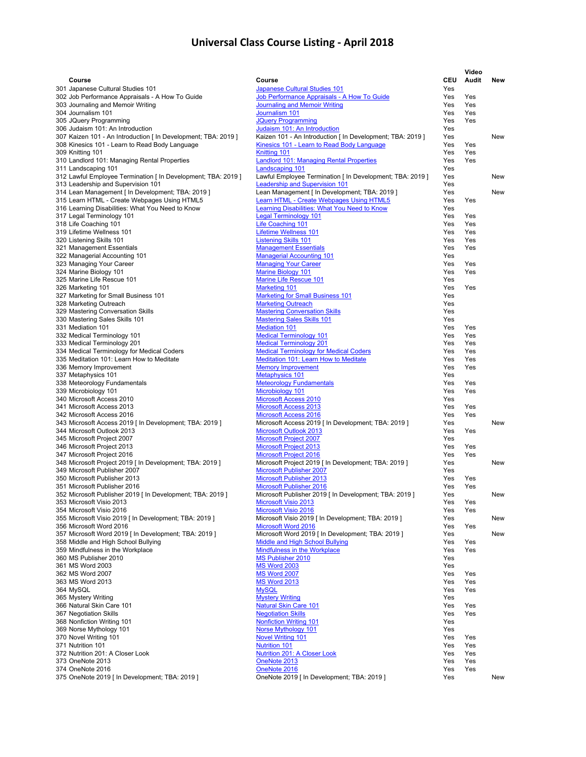# Universal Class Course Listing - April 2018

| Course | Course | CEU | Video Audit | New |
|---|---|---|---|---|
| 301 Japanese Cultural Studies 101 | Japanese Cultural Studies 101 | Yes | | |
| 302 Job Performance Appraisals - A How To Guide | Job Performance Appraisals - A How To Guide | Yes | Yes | |
| 303 Journaling and Memoir Writing | Journaling and Memoir Writing | Yes | Yes | |
| 304 Journalism 101 | Journalism 101 | Yes | Yes | |
| 305 JQuery Programming | JQuery Programming | Yes | Yes | |
| 306 Judaism 101: An Introduction | Judaism 101: An Introduction | Yes | | |
| 307 Kaizen 101 - An Introduction [ In Development; TBA: 2019 ] | Kaizen 101 - An Introduction [ In Development; TBA: 2019 ] | Yes | | New |
| 308 Kinesics 101 - Learn to Read Body Language | Kinesics 101 - Learn to Read Body Language | Yes | Yes | |
| 309 Knitting 101 | Knitting 101 | Yes | Yes | |
| 310 Landlord 101: Managing Rental Properties | Landlord 101: Managing Rental Properties | Yes | Yes | |
| 311 Landscaping 101 | Landscaping 101 | Yes | | |
| 312 Lawful Employee Termination [ In Development; TBA: 2019 ] | Lawful Employee Termination [ In Development; TBA: 2019 ] | Yes | | New |
| 313 Leadership and Supervision 101 | Leadership and Supervision 101 | Yes | | |
| 314 Lean Management [ In Development; TBA: 2019 ] | Lean Management [ In Development; TBA: 2019 ] | Yes | | New |
| 315 Learn HTML - Create Webpages Using HTML5 | Learn HTML - Create Webpages Using HTML5 | Yes | Yes | |
| 316 Learning Disabilities: What You Need to Know | Learning Disabilities: What You Need to Know | Yes | | |
| 317 Legal Terminology 101 | Legal Terminology 101 | Yes | Yes | |
| 318 Life Coaching 101 | Life Coaching 101 | Yes | Yes | |
| 319 Lifetime Wellness 101 | Lifetime Wellness 101 | Yes | Yes | |
| 320 Listening Skills 101 | Listening Skills 101 | Yes | Yes | |
| 321 Management Essentials | Management Essentials | Yes | Yes | |
| 322 Managerial Accounting 101 | Managerial Accounting 101 | Yes | | |
| 323 Managing Your Career | Managing Your Career | Yes | Yes | |
| 324 Marine Biology 101 | Marine Biology 101 | Yes | Yes | |
| 325 Marine Life Rescue 101 | Marine Life Rescue 101 | Yes | | |
| 326 Marketing 101 | Marketing 101 | Yes | Yes | |
| 327 Marketing for Small Business 101 | Marketing for Small Business 101 | Yes | | |
| 328 Marketing Outreach | Marketing Outreach | Yes | | |
| 329 Mastering Conversation Skills | Mastering Conversation Skills | Yes | | |
| 330 Mastering Sales Skills 101 | Mastering Sales Skills 101 | Yes | | |
| 331 Mediation 101 | Mediation 101 | Yes | Yes | |
| 332 Medical Terminology 101 | Medical Terminology 101 | Yes | Yes | |
| 333 Medical Terminology 201 | Medical Terminology 201 | Yes | Yes | |
| 334 Medical Terminology for Medical Coders | Medical Terminology for Medical Coders | Yes | Yes | |
| 335 Meditation 101: Learn How to Meditate | Meditation 101: Learn How to Meditate | Yes | Yes | |
| 336 Memory Improvement | Memory Improvement | Yes | Yes | |
| 337 Metaphysics 101 | Metaphysics 101 | Yes | | |
| 338 Meteorology Fundamentals | Meteorology Fundamentals | Yes | Yes | |
| 339 Microbiology 101 | Microbiology 101 | Yes | Yes | |
| 340 Microsoft Access 2010 | Microsoft Access 2010 | Yes | | |
| 341 Microsoft Access 2013 | Microsoft Access 2013 | Yes | Yes | |
| 342 Microsoft Access 2016 | Microsoft Access 2016 | Yes | Yes | |
| 343 Microsoft Access 2019 [ In Development; TBA: 2019 ] | Microsoft Access 2019 [ In Development; TBA: 2019 ] | Yes | | New |
| 344 Microsoft Outlook 2013 | Microsoft Outlook 2013 | Yes | Yes | |
| 345 Microsoft Project 2007 | Microsoft Project 2007 | Yes | | |
| 346 Microsoft Project 2013 | Microsoft Project 2013 | Yes | Yes | |
| 347 Microsoft Project 2016 | Microsoft Project 2016 | Yes | Yes | |
| 348 Microsoft Project 2019 [ In Development; TBA: 2019 ] | Microsoft Project 2019 [ In Development; TBA: 2019 ] | Yes | | New |
| 349 Microsoft Publisher 2007 | Microsoft Publisher 2007 | Yes | | |
| 350 Microsoft Publisher 2013 | Microsoft Publisher 2013 | Yes | Yes | |
| 351 Microsoft Publisher 2016 | Microsoft Publisher 2016 | Yes | Yes | |
| 352 Microsoft Publisher 2019 [ In Development; TBA: 2019 ] | Microsoft Publisher 2019 [ In Development; TBA: 2019 ] | Yes | | New |
| 353 Microsoft Visio 2013 | Microsoft Visio 2013 | Yes | Yes | |
| 354 Microsoft Visio 2016 | Microsoft Visio 2016 | Yes | Yes | |
| 355 Microsoft Visio 2019 [ In Development; TBA: 2019 ] | Microsoft Visio 2019 [ In Development; TBA: 2019 ] | Yes | | New |
| 356 Microsoft Word 2016 | Microsoft Word 2016 | Yes | Yes | |
| 357 Microsoft Word 2019 [ In Development; TBA: 2019 ] | Microsoft Word 2019 [ In Development; TBA: 2019 ] | Yes | | New |
| 358 Middle and High School Bullying | Middle and High School Bullying | Yes | Yes | |
| 359 Mindfulness in the Workplace | Mindfulness in the Workplace | Yes | Yes | |
| 360 MS Publisher 2010 | MS Publisher 2010 | Yes | | |
| 361 MS Word 2003 | MS Word 2003 | Yes | | |
| 362 MS Word 2007 | MS Word 2007 | Yes | Yes | |
| 363 MS Word 2013 | MS Word 2013 | Yes | Yes | |
| 364 MySQL | MySQL | Yes | Yes | |
| 365 Mystery Writing | Mystery Writing | Yes | | |
| 366 Natural Skin Care 101 | Natural Skin Care 101 | Yes | Yes | |
| 367 Negotiation Skills | Negotiation Skills | Yes | Yes | |
| 368 Nonfiction Writing 101 | Nonfiction Writing 101 | Yes | | |
| 369 Norse Mythology 101 | Norse Mythology 101 | Yes | | |
| 370 Novel Writing 101 | Novel Writing 101 | Yes | Yes | |
| 371 Nutrition 101 | Nutrition 101 | Yes | Yes | |
| 372 Nutrition 201: A Closer Look | Nutrition 201: A Closer Look | Yes | Yes | |
| 373 OneNote 2013 | OneNote 2013 | Yes | Yes | |
| 374 OneNote 2016 | OneNote 2016 | Yes | Yes | |
| 375 OneNote 2019 [ In Development; TBA: 2019 ] | OneNote 2019 [ In Development; TBA: 2019 ] | Yes | | New |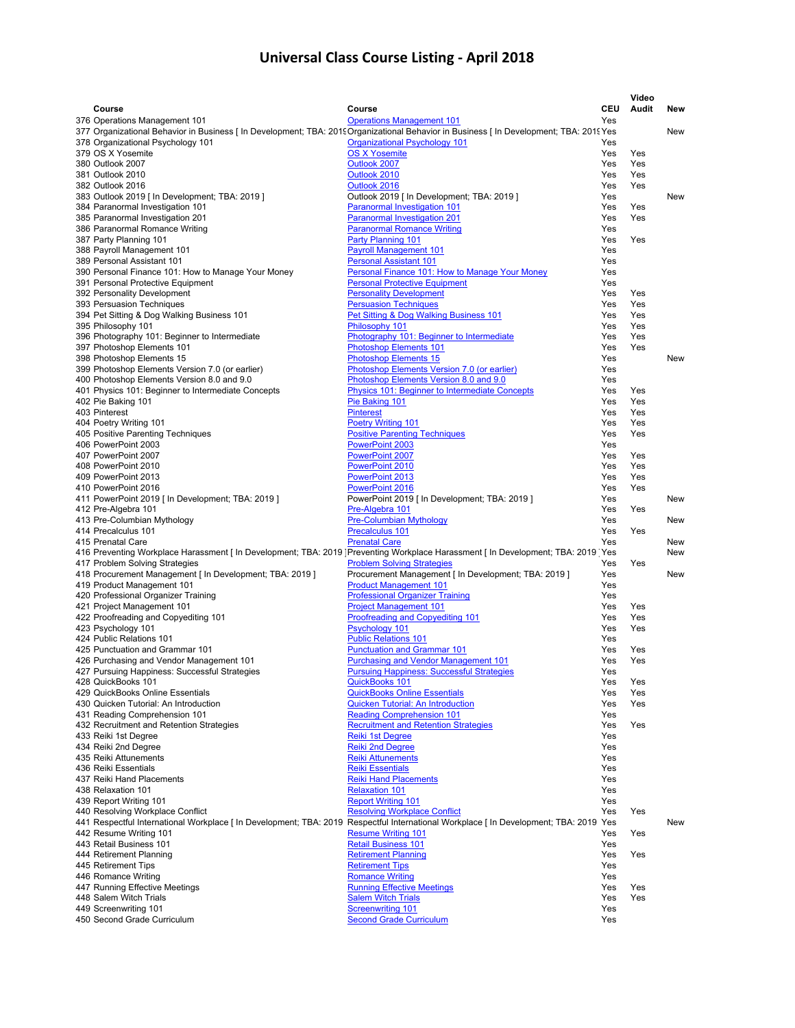# Universal Class Course Listing - April 2018

| Course | Course | CEU | Video Audit | New |
|---|---|---|---|---|
| 376 Operations Management 101 | Operations Management 101 | Yes | | |
| 377 Organizational Behavior in Business [ In Development; TBA: 2019 | Organizational Behavior in Business [ In Development; TBA: 2019 | Yes | | New |
| 378 Organizational Psychology 101 | Organizational Psychology 101 | Yes | | |
| 379 OS X Yosemite | OS X Yosemite | Yes | Yes | |
| 380 Outlook 2007 | Outlook 2007 | Yes | Yes | |
| 381 Outlook 2010 | Outlook 2010 | Yes | Yes | |
| 382 Outlook 2016 | Outlook 2016 | Yes | Yes | |
| 383 Outlook 2019 [ In Development; TBA: 2019 ] | Outlook 2019 [ In Development; TBA: 2019 ] | Yes | | New |
| 384 Paranormal Investigation 101 | Paranormal Investigation 101 | Yes | Yes | |
| 385 Paranormal Investigation 201 | Paranormal Investigation 201 | Yes | Yes | |
| 386 Paranormal Romance Writing | Paranormal Romance Writing | Yes | | |
| 387 Party Planning 101 | Party Planning 101 | Yes | Yes | |
| 388 Payroll Management 101 | Payroll Management 101 | Yes | | |
| 389 Personal Assistant 101 | Personal Assistant 101 | Yes | | |
| 390 Personal Finance 101: How to Manage Your Money | Personal Finance 101: How to Manage Your Money | Yes | | |
| 391 Personal Protective Equipment | Personal Protective Equipment | Yes | | |
| 392 Personality Development | Personality Development | Yes | Yes | |
| 393 Persuasion Techniques | Persuasion Techniques | Yes | Yes | |
| 394 Pet Sitting & Dog Walking Business 101 | Pet Sitting & Dog Walking Business 101 | Yes | Yes | |
| 395 Philosophy 101 | Philosophy 101 | Yes | Yes | |
| 396 Photography 101: Beginner to Intermediate | Photography 101: Beginner to Intermediate | Yes | Yes | |
| 397 Photoshop Elements 101 | Photoshop Elements 101 | Yes | Yes | |
| 398 Photoshop Elements 15 | Photoshop Elements 15 | Yes | | New |
| 399 Photoshop Elements Version 7.0 (or earlier) | Photoshop Elements Version 7.0 (or earlier) | Yes | | |
| 400 Photoshop Elements Version 8.0 and 9.0 | Photoshop Elements Version 8.0 and 9.0 | Yes | | |
| 401 Physics 101: Beginner to Intermediate Concepts | Physics 101: Beginner to Intermediate Concepts | Yes | Yes | |
| 402 Pie Baking 101 | Pie Baking 101 | Yes | Yes | |
| 403 Pinterest | Pinterest | Yes | Yes | |
| 404 Poetry Writing 101 | Poetry Writing 101 | Yes | Yes | |
| 405 Positive Parenting Techniques | Positive Parenting Techniques | Yes | Yes | |
| 406 PowerPoint 2003 | PowerPoint 2003 | Yes | | |
| 407 PowerPoint 2007 | PowerPoint 2007 | Yes | Yes | |
| 408 PowerPoint 2010 | PowerPoint 2010 | Yes | Yes | |
| 409 PowerPoint 2013 | PowerPoint 2013 | Yes | Yes | |
| 410 PowerPoint 2016 | PowerPoint 2016 | Yes | Yes | |
| 411 PowerPoint 2019 [ In Development; TBA: 2019 ] | PowerPoint 2019 [ In Development; TBA: 2019 ] | Yes | | New |
| 412 Pre-Algebra 101 | Pre-Algebra 101 | Yes | Yes | |
| 413 Pre-Columbian Mythology | Pre-Columbian Mythology | Yes | | New |
| 414 Precalculus 101 | Precalculus 101 | Yes | Yes | |
| 415 Prenatal Care | Prenatal Care | Yes | | New |
| 416 Preventing Workplace Harassment [ In Development; TBA: 2019 | Preventing Workplace Harassment [ In Development; TBA: 2019 | Yes | | New |
| 417 Problem Solving Strategies | Problem Solving Strategies | Yes | Yes | |
| 418 Procurement Management [ In Development; TBA: 2019 ] | Procurement Management [ In Development; TBA: 2019 ] | Yes | | New |
| 419 Product Management 101 | Product Management 101 | Yes | | |
| 420 Professional Organizer Training | Professional Organizer Training | Yes | | |
| 421 Project Management 101 | Project Management 101 | Yes | Yes | |
| 422 Proofreading and Copyediting 101 | Proofreading and Copyediting 101 | Yes | Yes | |
| 423 Psychology 101 | Psychology 101 | Yes | Yes | |
| 424 Public Relations 101 | Public Relations 101 | Yes | | |
| 425 Punctuation and Grammar 101 | Punctuation and Grammar 101 | Yes | Yes | |
| 426 Purchasing and Vendor Management 101 | Purchasing and Vendor Management 101 | Yes | Yes | |
| 427 Pursuing Happiness: Successful Strategies | Pursuing Happiness: Successful Strategies | Yes | | |
| 428 QuickBooks 101 | QuickBooks 101 | Yes | Yes | |
| 429 QuickBooks Online Essentials | QuickBooks Online Essentials | Yes | Yes | |
| 430 Quicken Tutorial: An Introduction | Quicken Tutorial: An Introduction | Yes | Yes | |
| 431 Reading Comprehension 101 | Reading Comprehension 101 | Yes | | |
| 432 Recruitment and Retention Strategies | Recruitment and Retention Strategies | Yes | Yes | |
| 433 Reiki 1st Degree | Reiki 1st Degree | Yes | | |
| 434 Reiki 2nd Degree | Reiki 2nd Degree | Yes | | |
| 435 Reiki Attunements | Reiki Attunements | Yes | | |
| 436 Reiki Essentials | Reiki Essentials | Yes | | |
| 437 Reiki Hand Placements | Reiki Hand Placements | Yes | | |
| 438 Relaxation 101 | Relaxation 101 | Yes | | |
| 439 Report Writing 101 | Report Writing 101 | Yes | | |
| 440 Resolving Workplace Conflict | Resolving Workplace Conflict | Yes | Yes | |
| 441 Respectful International Workplace [ In Development; TBA: 2019 | Respectful International Workplace [ In Development; TBA: 2019 | Yes | | New |
| 442 Resume Writing 101 | Resume Writing 101 | Yes | Yes | |
| 443 Retail Business 101 | Retail Business 101 | Yes | | |
| 444 Retirement Planning | Retirement Planning | Yes | Yes | |
| 445 Retirement Tips | Retirement Tips | Yes | | |
| 446 Romance Writing | Romance Writing | Yes | | |
| 447 Running Effective Meetings | Running Effective Meetings | Yes | Yes | |
| 448 Salem Witch Trials | Salem Witch Trials | Yes | Yes | |
| 449 Screenwriting 101 | Screenwriting 101 | Yes | | |
| 450 Second Grade Curriculum | Second Grade Curriculum | Yes | | |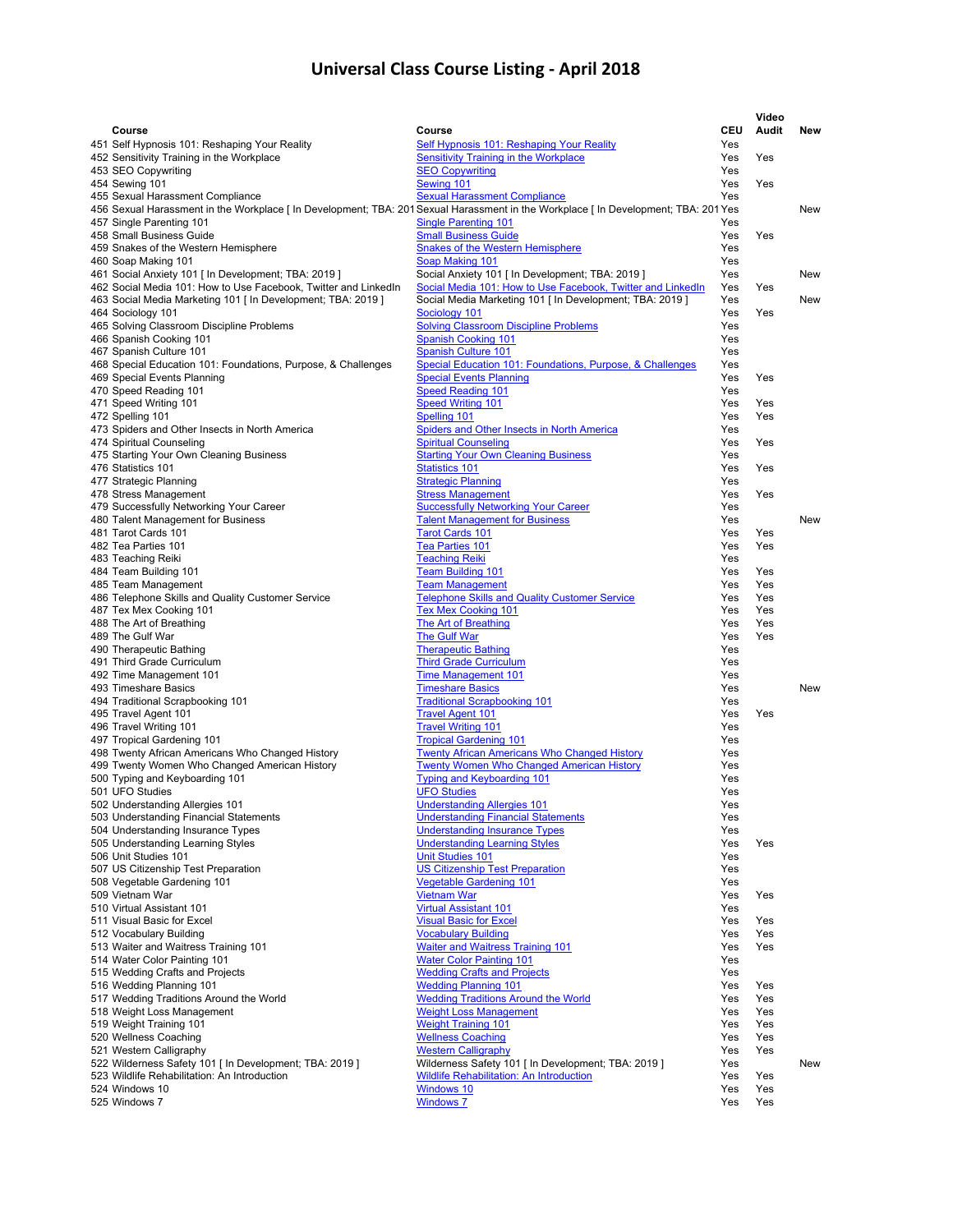# Universal Class Course Listing - April 2018

| Course | Course | CEU | Video Audit | New |
|---|---|---|---|---|
| 451 Self Hypnosis 101: Reshaping Your Reality | Self Hypnosis 101: Reshaping Your Reality | Yes | | |
| 452 Sensitivity Training in the Workplace | Sensitivity Training in the Workplace | Yes | Yes | |
| 453 SEO Copywriting | SEO Copywriting | Yes | | |
| 454 Sewing 101 | Sewing 101 | Yes | Yes | |
| 455 Sexual Harassment Compliance | Sexual Harassment Compliance | Yes | | |
| 456 Sexual Harassment in the Workplace [ In Development; TBA: 201 | Sexual Harassment in the Workplace [ In Development; TBA: 201 | Yes | | New |
| 457 Single Parenting 101 | Single Parenting 101 | Yes | | |
| 458 Small Business Guide | Small Business Guide | Yes | Yes | |
| 459 Snakes of the Western Hemisphere | Snakes of the Western Hemisphere | Yes | | |
| 460 Soap Making 101 | Soap Making 101 | Yes | | |
| 461 Social Anxiety 101 [ In Development; TBA: 2019 ] | Social Anxiety 101 [ In Development; TBA: 2019 ] | Yes | | New |
| 462 Social Media 101: How to Use Facebook, Twitter and LinkedIn | Social Media 101: How to Use Facebook, Twitter and LinkedIn | Yes | Yes | |
| 463 Social Media Marketing 101 [ In Development; TBA: 2019 ] | Social Media Marketing 101 [ In Development; TBA: 2019 ] | Yes | | New |
| 464 Sociology 101 | Sociology 101 | Yes | Yes | |
| 465 Solving Classroom Discipline Problems | Solving Classroom Discipline Problems | Yes | | |
| 466 Spanish Cooking 101 | Spanish Cooking 101 | Yes | | |
| 467 Spanish Culture 101 | Spanish Culture 101 | Yes | | |
| 468 Special Education 101: Foundations, Purpose, & Challenges | Special Education 101: Foundations, Purpose, & Challenges | Yes | | |
| 469 Special Events Planning | Special Events Planning | Yes | Yes | |
| 470 Speed Reading 101 | Speed Reading 101 | Yes | | |
| 471 Speed Writing 101 | Speed Writing 101 | Yes | Yes | |
| 472 Spelling 101 | Spelling 101 | Yes | Yes | |
| 473 Spiders and Other Insects in North America | Spiders and Other Insects in North America | Yes | | |
| 474 Spiritual Counseling | Spiritual Counseling | Yes | Yes | |
| 475 Starting Your Own Cleaning Business | Starting Your Own Cleaning Business | Yes | | |
| 476 Statistics 101 | Statistics 101 | Yes | Yes | |
| 477 Strategic Planning | Strategic Planning | Yes | | |
| 478 Stress Management | Stress Management | Yes | Yes | |
| 479 Successfully Networking Your Career | Successfully Networking Your Career | Yes | | |
| 480 Talent Management for Business | Talent Management for Business | Yes | | New |
| 481 Tarot Cards 101 | Tarot Cards 101 | Yes | Yes | |
| 482 Tea Parties 101 | Tea Parties 101 | Yes | Yes | |
| 483 Teaching Reiki | Teaching Reiki | Yes | | |
| 484 Team Building 101 | Team Building 101 | Yes | Yes | |
| 485 Team Management | Team Management | Yes | Yes | |
| 486 Telephone Skills and Quality Customer Service | Telephone Skills and Quality Customer Service | Yes | Yes | |
| 487 Tex Mex Cooking 101 | Tex Mex Cooking 101 | Yes | Yes | |
| 488 The Art of Breathing | The Art of Breathing | Yes | Yes | |
| 489 The Gulf War | The Gulf War | Yes | Yes | |
| 490 Therapeutic Bathing | Therapeutic Bathing | Yes | | |
| 491 Third Grade Curriculum | Third Grade Curriculum | Yes | | |
| 492 Time Management 101 | Time Management 101 | Yes | | |
| 493 Timeshare Basics | Timeshare Basics | Yes | | New |
| 494 Traditional Scrapbooking 101 | Traditional Scrapbooking 101 | Yes | | |
| 495 Travel Agent 101 | Travel Agent 101 | Yes | Yes | |
| 496 Travel Writing 101 | Travel Writing 101 | Yes | | |
| 497 Tropical Gardening 101 | Tropical Gardening 101 | Yes | | |
| 498 Twenty African Americans Who Changed History | Twenty African Americans Who Changed History | Yes | | |
| 499 Twenty Women Who Changed American History | Twenty Women Who Changed American History | Yes | | |
| 500 Typing and Keyboarding 101 | Typing and Keyboarding 101 | Yes | | |
| 501 UFO Studies | UFO Studies | Yes | | |
| 502 Understanding Allergies 101 | Understanding Allergies 101 | Yes | | |
| 503 Understanding Financial Statements | Understanding Financial Statements | Yes | | |
| 504 Understanding Insurance Types | Understanding Insurance Types | Yes | | |
| 505 Understanding Learning Styles | Understanding Learning Styles | Yes | Yes | |
| 506 Unit Studies 101 | Unit Studies 101 | Yes | | |
| 507 US Citizenship Test Preparation | US Citizenship Test Preparation | Yes | | |
| 508 Vegetable Gardening 101 | Vegetable Gardening 101 | Yes | | |
| 509 Vietnam War | Vietnam War | Yes | Yes | |
| 510 Virtual Assistant 101 | Virtual Assistant 101 | Yes | | |
| 511 Visual Basic for Excel | Visual Basic for Excel | Yes | Yes | |
| 512 Vocabulary Building | Vocabulary Building | Yes | Yes | |
| 513 Waiter and Waitress Training 101 | Waiter and Waitress Training 101 | Yes | Yes | |
| 514 Water Color Painting 101 | Water Color Painting 101 | Yes | | |
| 515 Wedding Crafts and Projects | Wedding Crafts and Projects | Yes | | |
| 516 Wedding Planning 101 | Wedding Planning 101 | Yes | Yes | |
| 517 Wedding Traditions Around the World | Wedding Traditions Around the World | Yes | Yes | |
| 518 Weight Loss Management | Weight Loss Management | Yes | Yes | |
| 519 Weight Training 101 | Weight Training 101 | Yes | Yes | |
| 520 Wellness Coaching | Wellness Coaching | Yes | Yes | |
| 521 Western Calligraphy | Western Calligraphy | Yes | Yes | |
| 522 Wilderness Safety 101 [ In Development; TBA: 2019 ] | Wilderness Safety 101 [ In Development; TBA: 2019 ] | Yes | | New |
| 523 Wildlife Rehabilitation: An Introduction | Wildlife Rehabilitation: An Introduction | Yes | Yes | |
| 524 Windows 10 | Windows 10 | Yes | Yes | |
| 525 Windows 7 | Windows 7 | Yes | Yes | |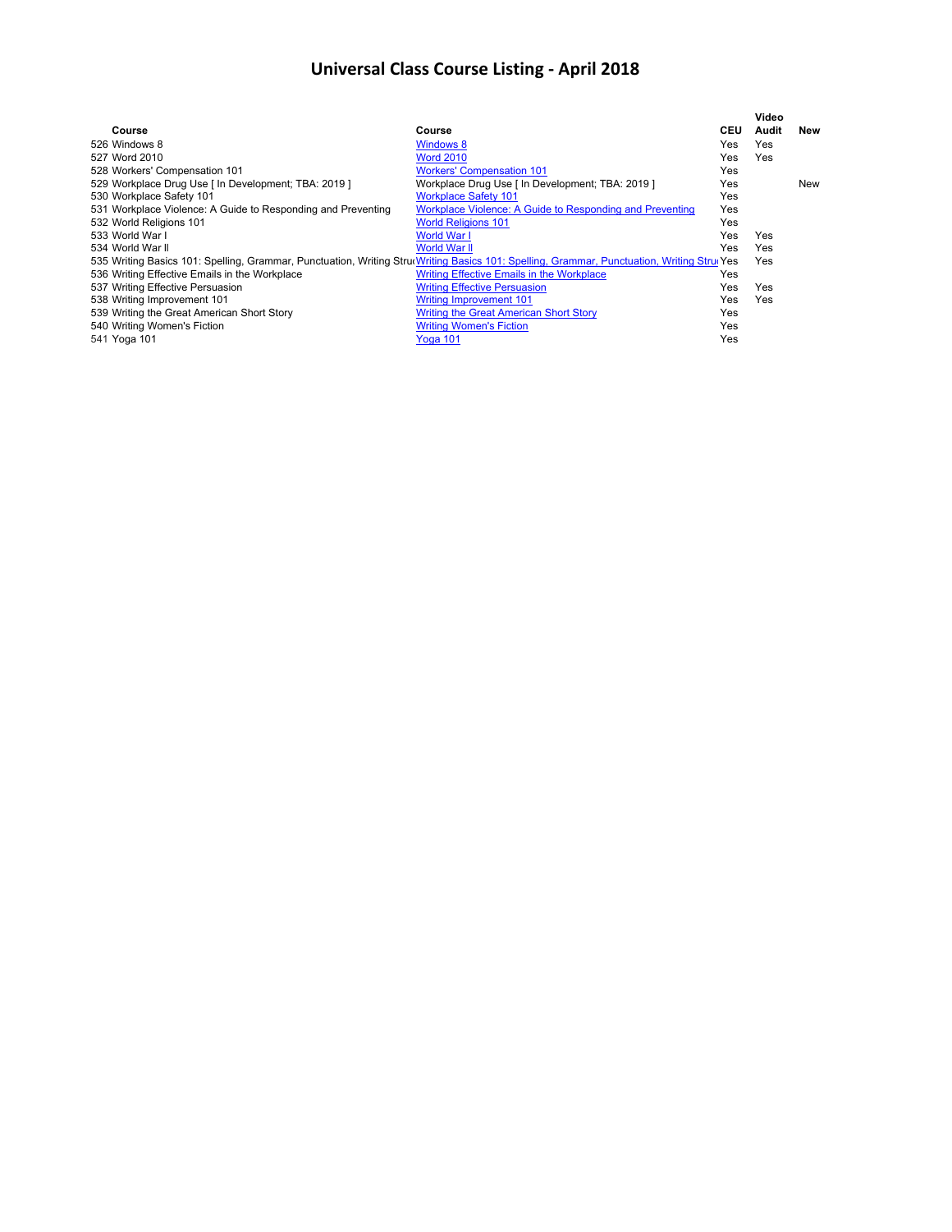# Universal Class Course Listing - April 2018

| | Course | Course | CEU | Video Audit | New |
|---|---|---|---|---|---|
| 526 | Windows 8 | Windows 8 | Yes | Yes | |
| 527 | Word 2010 | Word 2010 | Yes | Yes | |
| 528 | Workers' Compensation 101 | Workers' Compensation 101 | Yes | | |
| 529 | Workplace Drug Use [ In Development; TBA: 2019 ] | Workplace Drug Use [ In Development; TBA: 2019 ] | Yes | | New |
| 530 | Workplace Safety 101 | Workplace Safety 101 | Yes | | |
| 531 | Workplace Violence: A Guide to Responding and Preventing | Workplace Violence: A Guide to Responding and Preventing | Yes | | |
| 532 | World Religions 101 | World Religions 101 | Yes | | |
| 533 | World War I | World War I | Yes | Yes | |
| 534 | World War II | World War II | Yes | Yes | |
| 535 | Writing Basics 101: Spelling, Grammar, Punctuation, Writing Stru | Writing Basics 101: Spelling, Grammar, Punctuation, Writing Stru | Yes | Yes | |
| 536 | Writing Effective Emails in the Workplace | Writing Effective Emails in the Workplace | Yes | | |
| 537 | Writing Effective Persuasion | Writing Effective Persuasion | Yes | Yes | |
| 538 | Writing Improvement 101 | Writing Improvement 101 | Yes | Yes | |
| 539 | Writing the Great American Short Story | Writing the Great American Short Story | Yes | | |
| 540 | Writing Women's Fiction | Writing Women's Fiction | Yes | | |
| 541 | Yoga 101 | Yoga 101 | Yes | | |